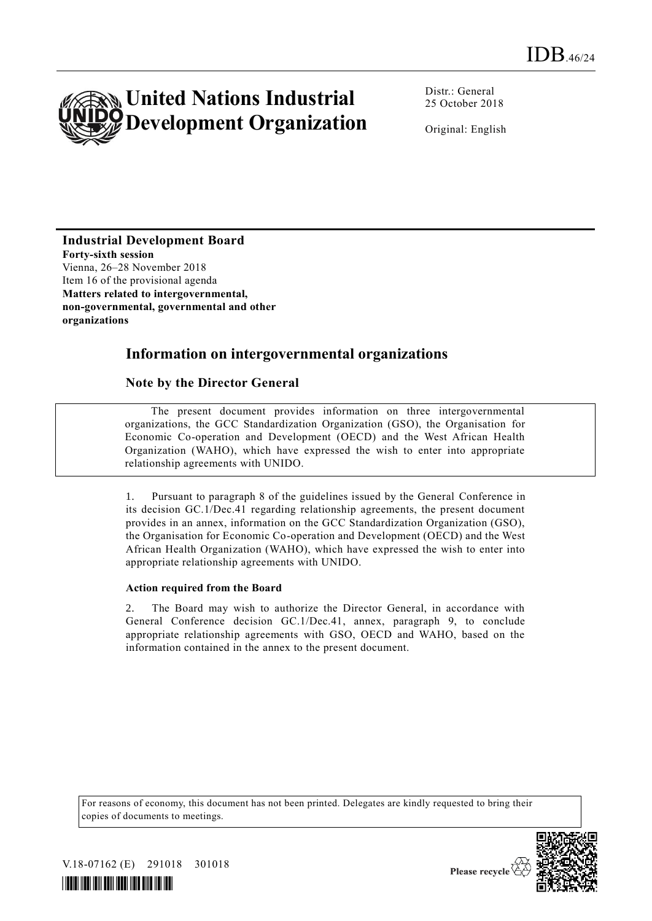IDB.46/24

# United Nations Industrial Development Organization

Distr.: General
25 October 2018

Original: English

**Industrial Development Board**
**Forty-sixth session**
Vienna, 26–28 November 2018
Item 16 of the provisional agenda
**Matters related to intergovernmental, non-governmental, governmental and other organizations**

## Information on intergovernmental organizations

### Note by the Director General

The present document provides information on three intergovernmental organizations, the GCC Standardization Organization (GSO), the Organisation for Economic Co-operation and Development (OECD) and the West African Health Organization (WAHO), which have expressed the wish to enter into appropriate relationship agreements with UNIDO.

1. Pursuant to paragraph 8 of the guidelines issued by the General Conference in its decision GC.1/Dec.41 regarding relationship agreements, the present document provides in an annex, information on the GCC Standardization Organization (GSO), the Organisation for Economic Co-operation and Development (OECD) and the West African Health Organization (WAHO), which have expressed the wish to enter into appropriate relationship agreements with UNIDO.

**Action required from the Board**

2. The Board may wish to authorize the Director General, in accordance with General Conference decision GC.1/Dec.41, annex, paragraph 9, to conclude appropriate relationship agreements with GSO, OECD and WAHO, based on the information contained in the annex to the present document.

For reasons of economy, this document has not been printed. Delegates are kindly requested to bring their copies of documents to meetings.

V.18-07162 (E) 291018 301018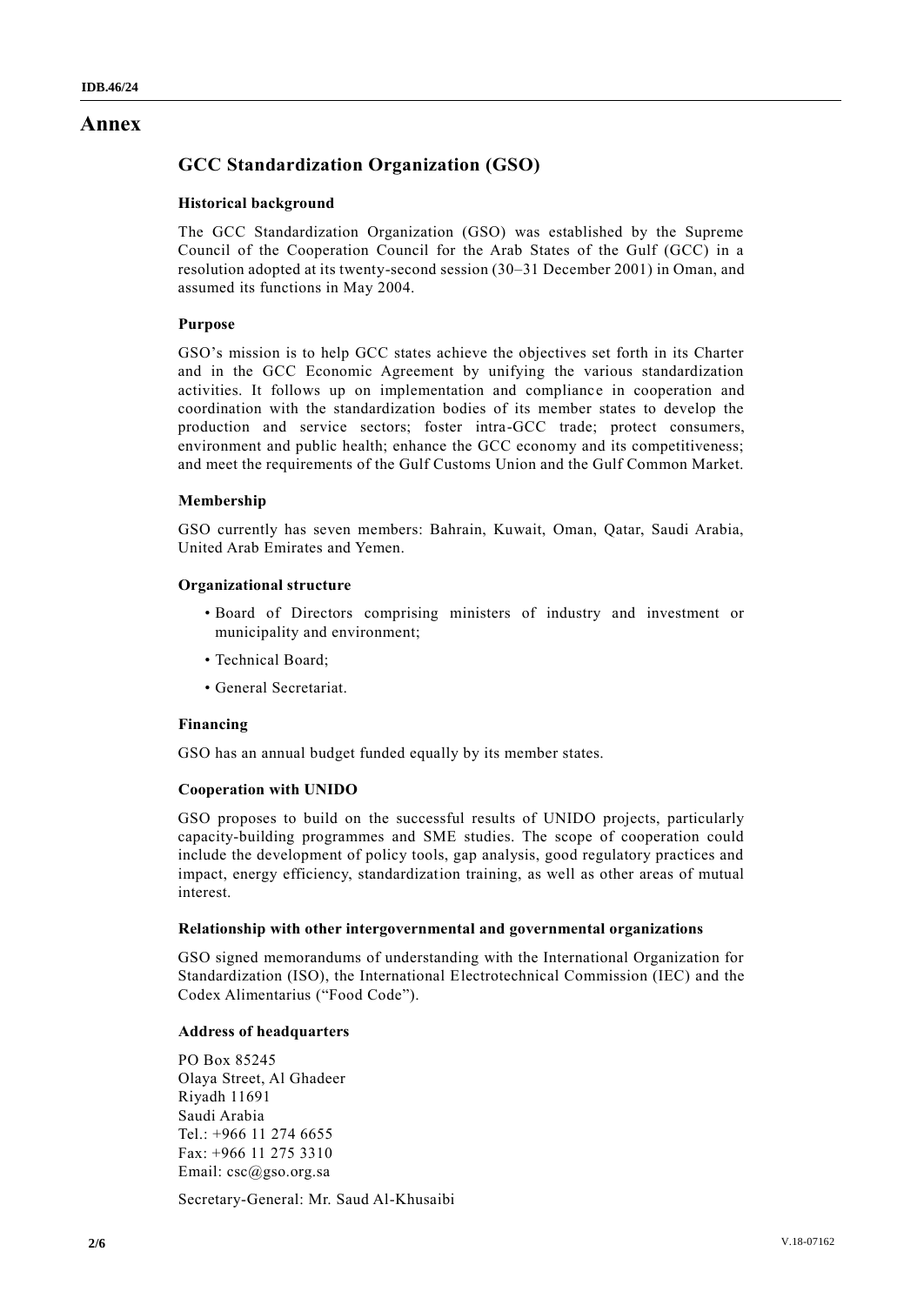# Annex

## GCC Standardization Organization (GSO)

### Historical background

The GCC Standardization Organization (GSO) was established by the Supreme Council of the Cooperation Council for the Arab States of the Gulf (GCC) in a resolution adopted at its twenty-second session (30–31 December 2001) in Oman, and assumed its functions in May 2004.

### Purpose

GSO's mission is to help GCC states achieve the objectives set forth in its Charter and in the GCC Economic Agreement by unifying the various standardization activities. It follows up on implementation and compliance in cooperation and coordination with the standardization bodies of its member states to develop the production and service sectors; foster intra-GCC trade; protect consumers, environment and public health; enhance the GCC economy and its competitiveness; and meet the requirements of the Gulf Customs Union and the Gulf Common Market.

### Membership

GSO currently has seven members: Bahrain, Kuwait, Oman, Qatar, Saudi Arabia, United Arab Emirates and Yemen.

### Organizational structure

- Board of Directors comprising ministers of industry and investment or municipality and environment;
- Technical Board;
- General Secretariat.

### Financing

GSO has an annual budget funded equally by its member states.

### Cooperation with UNIDO

GSO proposes to build on the successful results of UNIDO projects, particularly capacity-building programmes and SME studies. The scope of cooperation could include the development of policy tools, gap analysis, good regulatory practices and impact, energy efficiency, standardization training, as well as other areas of mutual interest.

### Relationship with other intergovernmental and governmental organizations

GSO signed memorandums of understanding with the International Organization for Standardization (ISO), the International Electrotechnical Commission (IEC) and the Codex Alimentarius ("Food Code").

### Address of headquarters

PO Box 85245
Olaya Street, Al Ghadeer
Riyadh 11691
Saudi Arabia
Tel.: +966 11 274 6655
Fax: +966 11 275 3310
Email: csc@gso.org.sa

Secretary-General: Mr. Saud Al-Khusaibi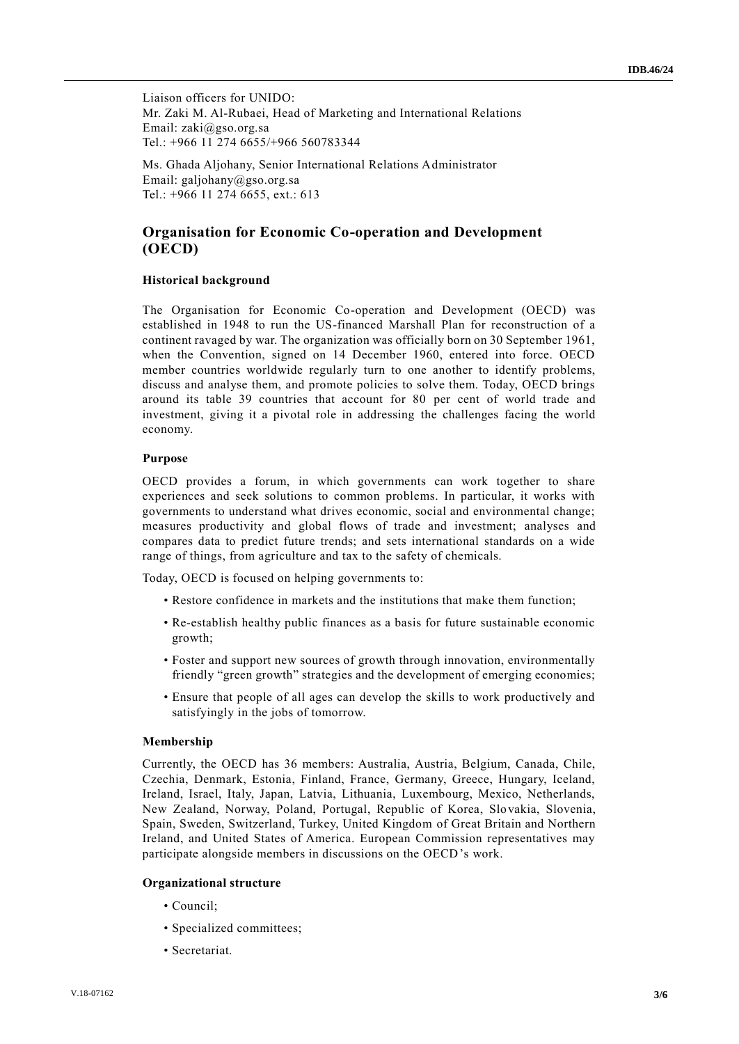Liaison officers for UNIDO:
Mr. Zaki M. Al-Rubaei, Head of Marketing and International Relations
Email: zaki@gso.org.sa
Tel.: +966 11 274 6655/+966 560783344

Ms. Ghada Aljohany, Senior International Relations Administrator
Email: galjohany@gso.org.sa
Tel.: +966 11 274 6655, ext.: 613

## Organisation for Economic Co-operation and Development (OECD)

### Historical background

The Organisation for Economic Co-operation and Development (OECD) was established in 1948 to run the US-financed Marshall Plan for reconstruction of a continent ravaged by war. The organization was officially born on 30 September 1961, when the Convention, signed on 14 December 1960, entered into force. OECD member countries worldwide regularly turn to one another to identify problems, discuss and analyse them, and promote policies to solve them. Today, OECD brings around its table 39 countries that account for 80 per cent of world trade and investment, giving it a pivotal role in addressing the challenges facing the world economy.

### Purpose

OECD provides a forum, in which governments can work together to share experiences and seek solutions to common problems. In particular, it works with governments to understand what drives economic, social and environmental change; measures productivity and global flows of trade and investment; analyses and compares data to predict future trends; and sets international standards on a wide range of things, from agriculture and tax to the safety of chemicals.

Today, OECD is focused on helping governments to:

- Restore confidence in markets and the institutions that make them function;
- Re-establish healthy public finances as a basis for future sustainable economic growth;
- Foster and support new sources of growth through innovation, environmentally friendly "green growth" strategies and the development of emerging economies;
- Ensure that people of all ages can develop the skills to work productively and satisfyingly in the jobs of tomorrow.

### Membership

Currently, the OECD has 36 members: Australia, Austria, Belgium, Canada, Chile, Czechia, Denmark, Estonia, Finland, France, Germany, Greece, Hungary, Iceland, Ireland, Israel, Italy, Japan, Latvia, Lithuania, Luxembourg, Mexico, Netherlands, New Zealand, Norway, Poland, Portugal, Republic of Korea, Slovakia, Slovenia, Spain, Sweden, Switzerland, Turkey, United Kingdom of Great Britain and Northern Ireland, and United States of America. European Commission representatives may participate alongside members in discussions on the OECD's work.

### Organizational structure

- Council;
- Specialized committees;
- Secretariat.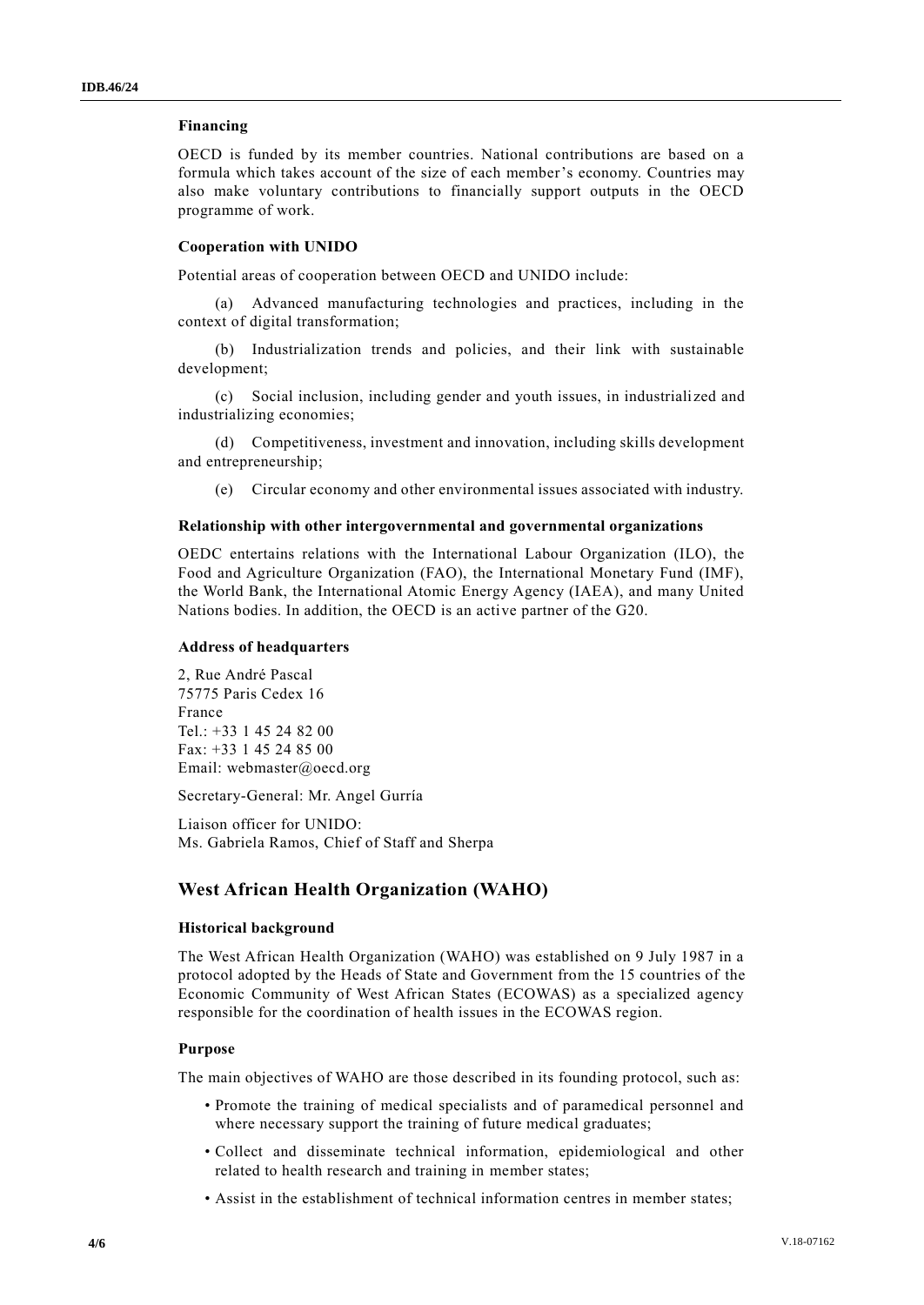### Financing

OECD is funded by its member countries. National contributions are based on a formula which takes account of the size of each member's economy. Countries may also make voluntary contributions to financially support outputs in the OECD programme of work.

### Cooperation with UNIDO

Potential areas of cooperation between OECD and UNIDO include:

(a) Advanced manufacturing technologies and practices, including in the context of digital transformation;

(b) Industrialization trends and policies, and their link with sustainable development;

(c) Social inclusion, including gender and youth issues, in industrialized and industrializing economies;

(d) Competitiveness, investment and innovation, including skills development and entrepreneurship;

(e) Circular economy and other environmental issues associated with industry.

### Relationship with other intergovernmental and governmental organizations

OEDC entertains relations with the International Labour Organization (ILO), the Food and Agriculture Organization (FAO), the International Monetary Fund (IMF), the World Bank, the International Atomic Energy Agency (IAEA), and many United Nations bodies. In addition, the OECD is an active partner of the G20.

### Address of headquarters

2, Rue André Pascal
75775 Paris Cedex 16
France
Tel.: +33 1 45 24 82 00
Fax: +33 1 45 24 85 00
Email: webmaster@oecd.org

Secretary-General: Mr. Angel Gurría

Liaison officer for UNIDO:
Ms. Gabriela Ramos, Chief of Staff and Sherpa

## West African Health Organization (WAHO)

### Historical background

The West African Health Organization (WAHO) was established on 9 July 1987 in a protocol adopted by the Heads of State and Government from the 15 countries of the Economic Community of West African States (ECOWAS) as a specialized agency responsible for the coordination of health issues in the ECOWAS region.

### Purpose

The main objectives of WAHO are those described in its founding protocol, such as:

- Promote the training of medical specialists and of paramedical personnel and where necessary support the training of future medical graduates;
- Collect and disseminate technical information, epidemiological and other related to health research and training in member states;
- Assist in the establishment of technical information centres in member states;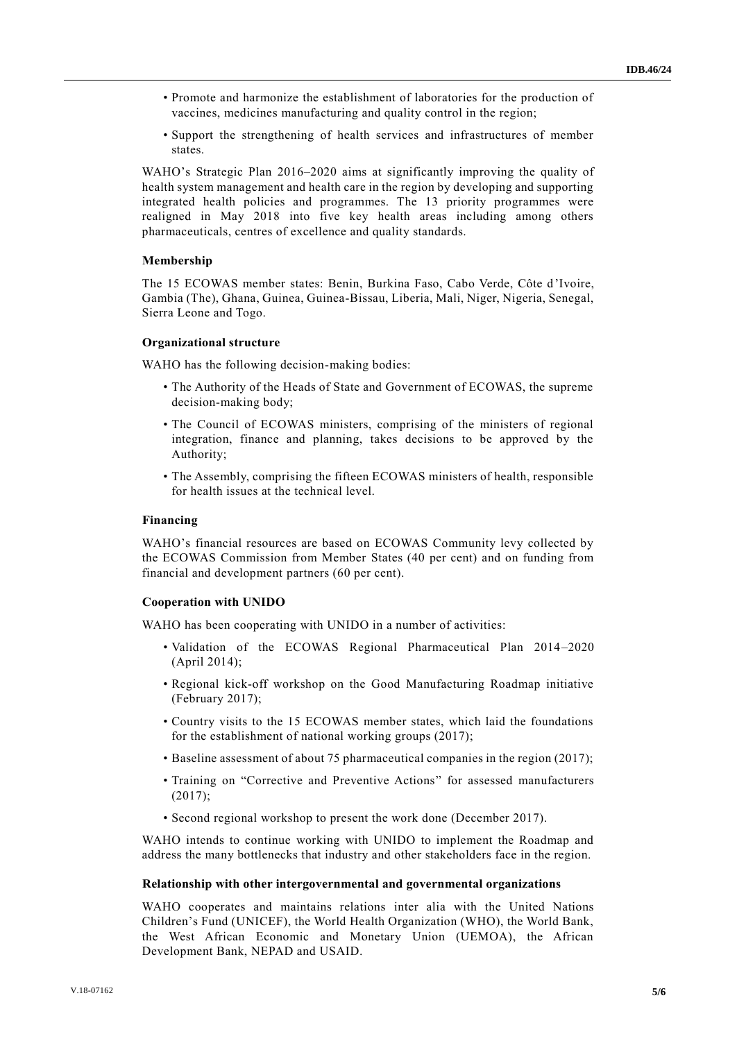- Promote and harmonize the establishment of laboratories for the production of vaccines, medicines manufacturing and quality control in the region;
- Support the strengthening of health services and infrastructures of member states.

WAHO's Strategic Plan 2016–2020 aims at significantly improving the quality of health system management and health care in the region by developing and supporting integrated health policies and programmes. The 13 priority programmes were realigned in May 2018 into five key health areas including among others pharmaceuticals, centres of excellence and quality standards.

**Membership**

The 15 ECOWAS member states: Benin, Burkina Faso, Cabo Verde, Côte d'Ivoire, Gambia (The), Ghana, Guinea, Guinea-Bissau, Liberia, Mali, Niger, Nigeria, Senegal, Sierra Leone and Togo.

**Organizational structure**

WAHO has the following decision-making bodies:

- The Authority of the Heads of State and Government of ECOWAS, the supreme decision-making body;
- The Council of ECOWAS ministers, comprising of the ministers of regional integration, finance and planning, takes decisions to be approved by the Authority;
- The Assembly, comprising the fifteen ECOWAS ministers of health, responsible for health issues at the technical level.

**Financing**

WAHO's financial resources are based on ECOWAS Community levy collected by the ECOWAS Commission from Member States (40 per cent) and on funding from financial and development partners (60 per cent).

**Cooperation with UNIDO**

WAHO has been cooperating with UNIDO in a number of activities:

- Validation of the ECOWAS Regional Pharmaceutical Plan 2014–2020 (April 2014);
- Regional kick-off workshop on the Good Manufacturing Roadmap initiative (February 2017);
- Country visits to the 15 ECOWAS member states, which laid the foundations for the establishment of national working groups (2017);
- Baseline assessment of about 75 pharmaceutical companies in the region (2017);
- Training on "Corrective and Preventive Actions" for assessed manufacturers (2017);
- Second regional workshop to present the work done (December 2017).

WAHO intends to continue working with UNIDO to implement the Roadmap and address the many bottlenecks that industry and other stakeholders face in the region.

**Relationship with other intergovernmental and governmental organizations**

WAHO cooperates and maintains relations inter alia with the United Nations Children's Fund (UNICEF), the World Health Organization (WHO), the World Bank, the West African Economic and Monetary Union (UEMOA), the African Development Bank, NEPAD and USAID.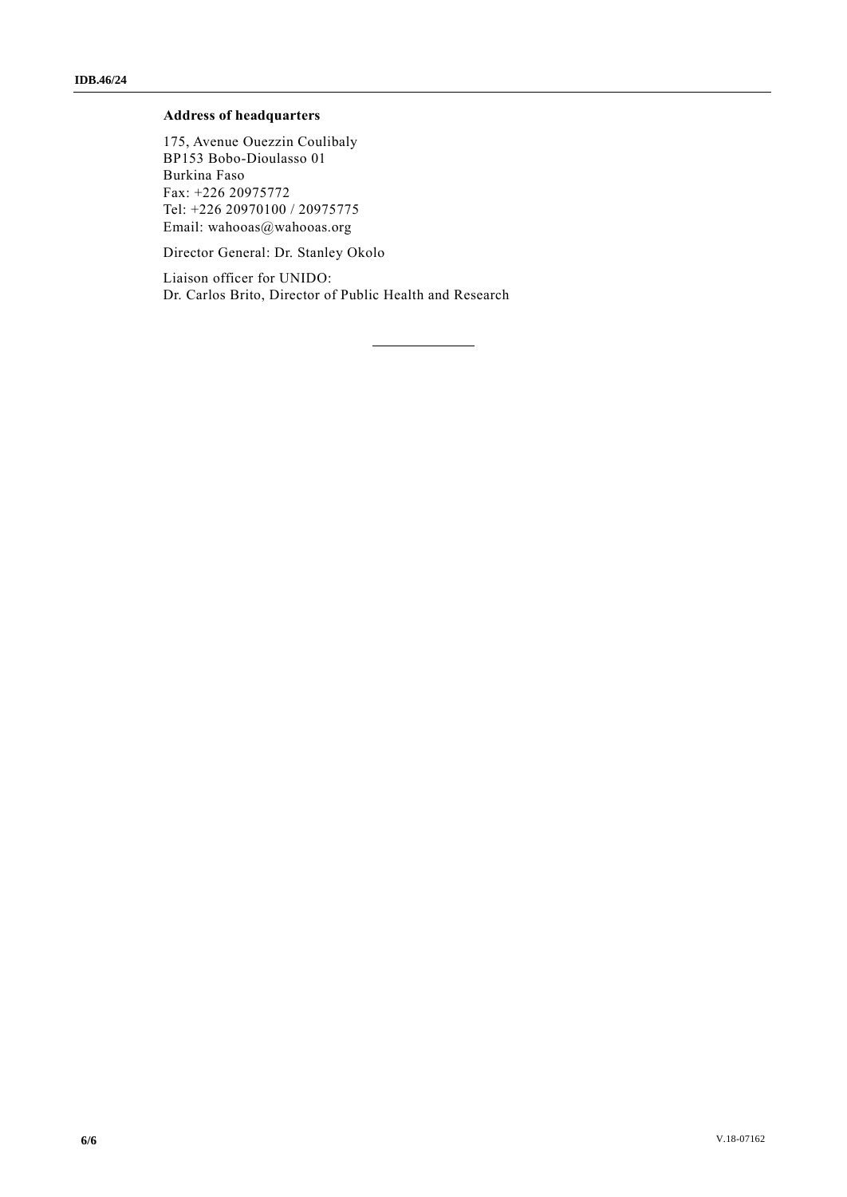**Address of headquarters**

175, Avenue Ouezzin Coulibaly
BP153 Bobo-Dioulasso 01
Burkina Faso
Fax: +226 20975772
Tel: +226 20970100 / 20975775
Email: wahooas@wahooas.org

Director General: Dr. Stanley Okolo

Liaison officer for UNIDO:
Dr. Carlos Brito, Director of Public Health and Research